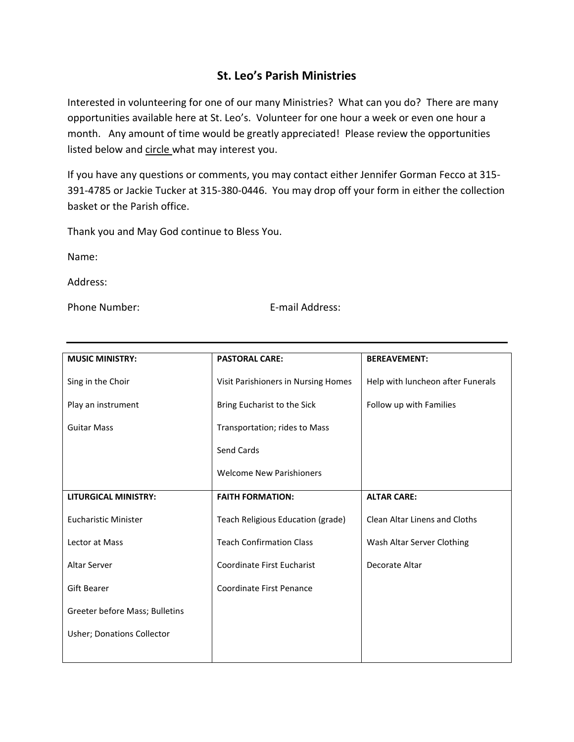# St. Leo's Parish Ministries

Interested in volunteering for one of our many Ministries? What can you do? There are many opportunities available here at St. Leo's. Volunteer for one hour a week or even one hour a month. Any amount of time would be greatly appreciated! Please review the opportunities listed below and <u>circle</u> what may interest you.

If you have any questions or comments, you may contact either Jennifer Gorman Fecco at 315-391-4785 or Jackie Tucker at 315-380-0446. You may drop off your form in either the collection basket or the Parish office.

Thank you and May God continue to Bless You.

Name:

Address:

Phone Number: E-mail Address:

---

| **MUSIC MINISTRY:** | **PASTORAL CARE:** | **BEREAVEMENT:** |
|---|---|---|
| Sing in the Choir | Visit Parishioners in Nursing Homes | Help with luncheon after Funerals |
| Play an instrument | Bring Eucharist to the Sick | Follow up with Families |
| Guitar Mass | Transportation; rides to Mass | |
| | Send Cards | |
| | Welcome New Parishioners | |
| **LITURGICAL MINISTRY:** | **FAITH FORMATION:** | **ALTAR CARE:** |
| Eucharistic Minister | Teach Religious Education (grade) | Clean Altar Linens and Cloths |
| Lector at Mass | Teach Confirmation Class | Wash Altar Server Clothing |
| Altar Server | Coordinate First Eucharist | Decorate Altar |
| Gift Bearer | Coordinate First Penance | |
| Greeter before Mass; Bulletins | | |
| Usher; Donations Collector | | |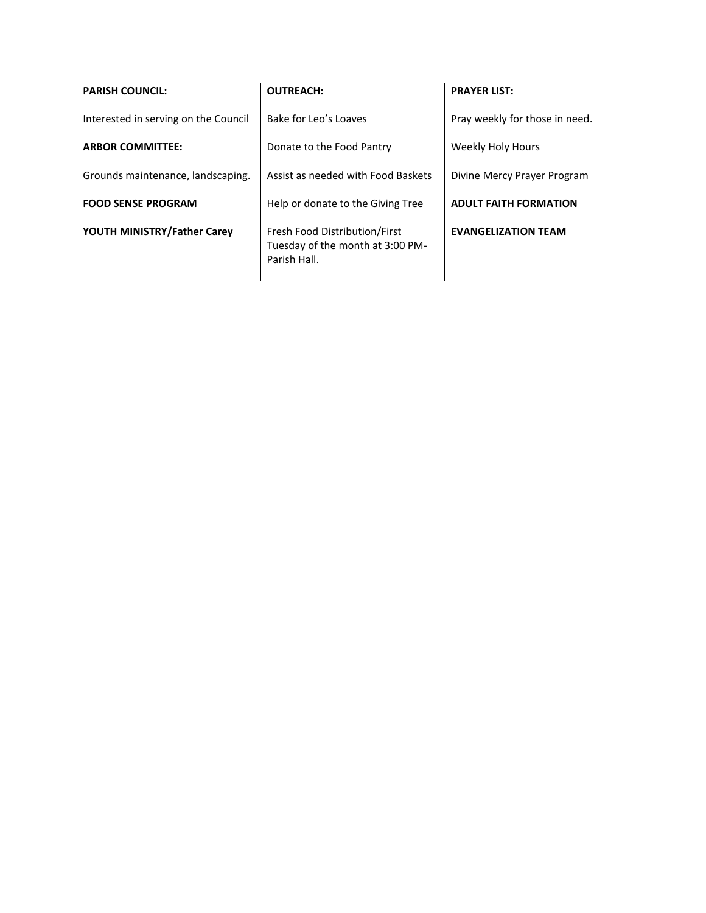| | | |
|---|---|---|
| **PARISH COUNCIL:** | **OUTREACH:** | **PRAYER LIST:** |
| Interested in serving on the Council | Bake for Leo's Loaves | Pray weekly for those in need. |
| **ARBOR COMMITTEE:** | Donate to the Food Pantry | Weekly Holy Hours |
| Grounds maintenance, landscaping. | Assist as needed with Food Baskets | Divine Mercy Prayer Program |
| **FOOD SENSE PROGRAM** | Help or donate to the Giving Tree | **ADULT FAITH FORMATION** |
| **YOUTH MINISTRY/Father Carey** | Fresh Food Distribution/First Tuesday of the month at 3:00 PM-Parish Hall. | **EVANGELIZATION TEAM** |